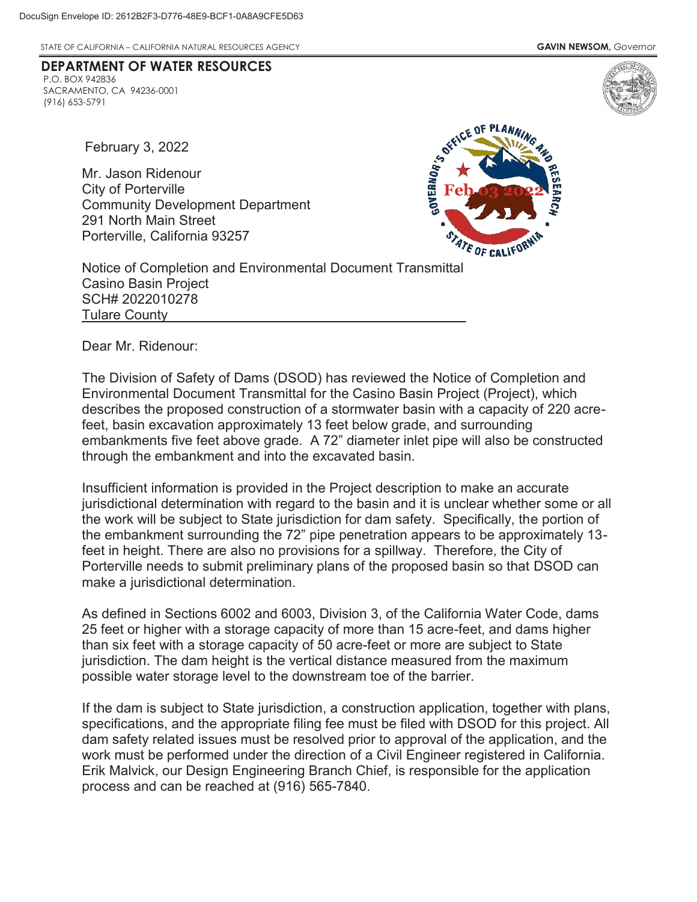DocuSign Envelope ID: 2612B2F3-D776-48E9-BCF1-0A8A9CFE5D63

STATE OF CALIFORNIA – CALIFORNIA NATURAL RESOURCES AGENCY **GAVIN NEWSOM,** *Governor*

**DEPARTMENT OF WATER RESOURCES**
P.O. BOX 942836
SACRAMENTO, CA 94236-0001
(916) 653-5791

GOVERNOR'S OFFICE OF PLANNING AND RESEARCH
Feb 03 2022
STATE OF CALIFORNIA

February 3, 2022

Mr. Jason Ridenour
City of Porterville
Community Development Department
291 North Main Street
Porterville, California 93257

Notice of Completion and Environmental Document Transmittal
Casino Basin Project
SCH# 2022010278
Tulare County

Dear Mr. Ridenour:

The Division of Safety of Dams (DSOD) has reviewed the Notice of Completion and Environmental Document Transmittal for the Casino Basin Project (Project), which describes the proposed construction of a stormwater basin with a capacity of 220 acre-feet, basin excavation approximately 13 feet below grade, and surrounding embankments five feet above grade. A 72" diameter inlet pipe will also be constructed through the embankment and into the excavated basin.

Insufficient information is provided in the Project description to make an accurate jurisdictional determination with regard to the basin and it is unclear whether some or all the work will be subject to State jurisdiction for dam safety. Specifically, the portion of the embankment surrounding the 72" pipe penetration appears to be approximately 13-feet in height. There are also no provisions for a spillway. Therefore, the City of Porterville needs to submit preliminary plans of the proposed basin so that DSOD can make a jurisdictional determination.

As defined in Sections 6002 and 6003, Division 3, of the California Water Code, dams 25 feet or higher with a storage capacity of more than 15 acre-feet, and dams higher than six feet with a storage capacity of 50 acre-feet or more are subject to State jurisdiction. The dam height is the vertical distance measured from the maximum possible water storage level to the downstream toe of the barrier.

If the dam is subject to State jurisdiction, a construction application, together with plans, specifications, and the appropriate filing fee must be filed with DSOD for this project. All dam safety related issues must be resolved prior to approval of the application, and the work must be performed under the direction of a Civil Engineer registered in California. Erik Malvick, our Design Engineering Branch Chief, is responsible for the application process and can be reached at (916) 565-7840.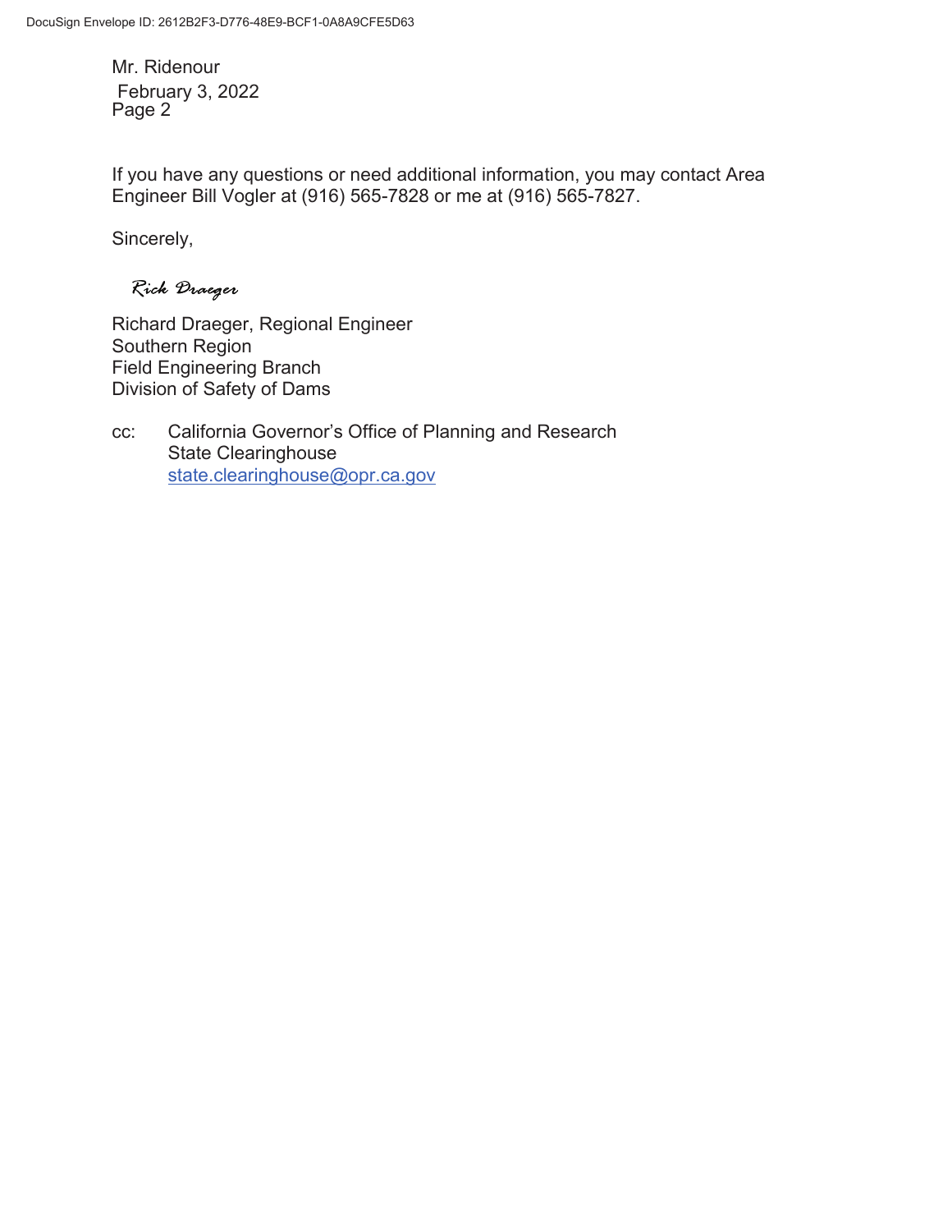Mr. Ridenour
February 3, 2022
Page 2

If you have any questions or need additional information, you may contact Area Engineer Bill Vogler at (916) 565-7828 or me at (916) 565-7827.

Sincerely,

*Rick Draeger*

Richard Draeger, Regional Engineer
Southern Region
Field Engineering Branch
Division of Safety of Dams

cc: California Governor's Office of Planning and Research
State Clearinghouse
state.clearinghouse@opr.ca.gov